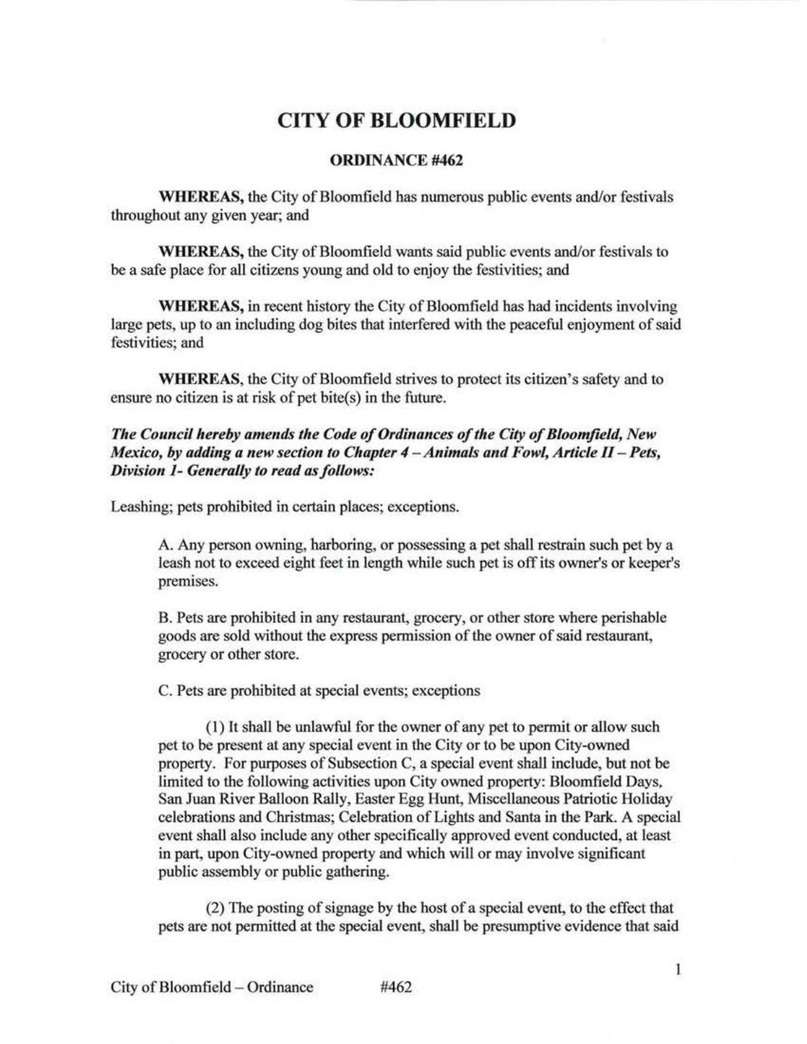# CITY OF BLOOMFIELD

## ORDINANCE #462

**WHEREAS,** the City of Bloomfield has numerous public events and/or festivals throughout any given year; and

**WHEREAS,** the City of Bloomfield wants said public events and/or festivals to be a safe place for all citizens young and old to enjoy the festivities; and

**WHEREAS,** in recent history the City of Bloomfield has had incidents involving large pets, up to an including dog bites that interfered with the peaceful enjoyment of said festivities; and

**WHEREAS,** the City of Bloomfield strives to protect its citizen's safety and to ensure no citizen is at risk of pet bite(s) in the future.

***The Council hereby amends the Code of Ordinances of the City of Bloomfield, New Mexico, by adding a new section to Chapter 4 – Animals and Fowl, Article II – Pets, Division 1- Generally to read as follows:***

Leashing; pets prohibited in certain places; exceptions.

A. Any person owning, harboring, or possessing a pet shall restrain such pet by a leash not to exceed eight feet in length while such pet is off its owner's or keeper's premises.

B. Pets are prohibited in any restaurant, grocery, or other store where perishable goods are sold without the express permission of the owner of said restaurant, grocery or other store.

C. Pets are prohibited at special events; exceptions

(1) It shall be unlawful for the owner of any pet to permit or allow such pet to be present at any special event in the City or to be upon City-owned property. For purposes of Subsection C, a special event shall include, but not be limited to the following activities upon City owned property: Bloomfield Days, San Juan River Balloon Rally, Easter Egg Hunt, Miscellaneous Patriotic Holiday celebrations and Christmas; Celebration of Lights and Santa in the Park. A special event shall also include any other specifically approved event conducted, at least in part, upon City-owned property and which will or may involve significant public assembly or public gathering.

(2) The posting of signage by the host of a special event, to the effect that pets are not permitted at the special event, shall be presumptive evidence that said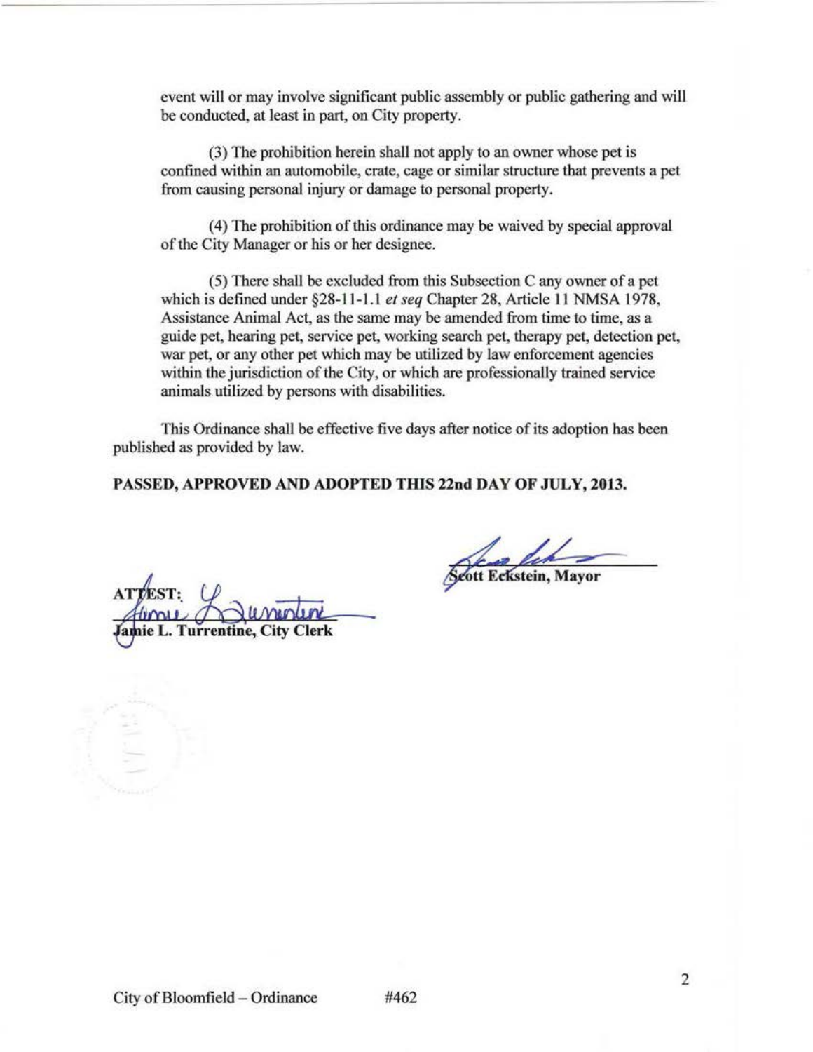event will or may involve significant public assembly or public gathering and will be conducted, at least in part, on City property.

(3) The prohibition herein shall not apply to an owner whose pet is confined within an automobile, crate, cage or similar structure that prevents a pet from causing personal injury or damage to personal property.

(4) The prohibition of this ordinance may be waived by special approval of the City Manager or his or her designee.

(5) There shall be excluded from this Subsection C any owner of a pet which is defined under §28-11-1.1 *et seq* Chapter 28, Article 11 NMSA 1978, Assistance Animal Act, as the same may be amended from time to time, as a guide pet, hearing pet, service pet, working search pet, therapy pet, detection pet, war pet, or any other pet which may be utilized by law enforcement agencies within the jurisdiction of the City, or which are professionally trained service animals utilized by persons with disabilities.

This Ordinance shall be effective five days after notice of its adoption has been published as provided by law.

**PASSED, APPROVED AND ADOPTED THIS 22nd DAY OF JULY, 2013.**

**Scott Eckstein, Mayor**

**ATTEST:**

**Jamie L. Turrentine, City Clerk**

City of Bloomfield – Ordinance #462